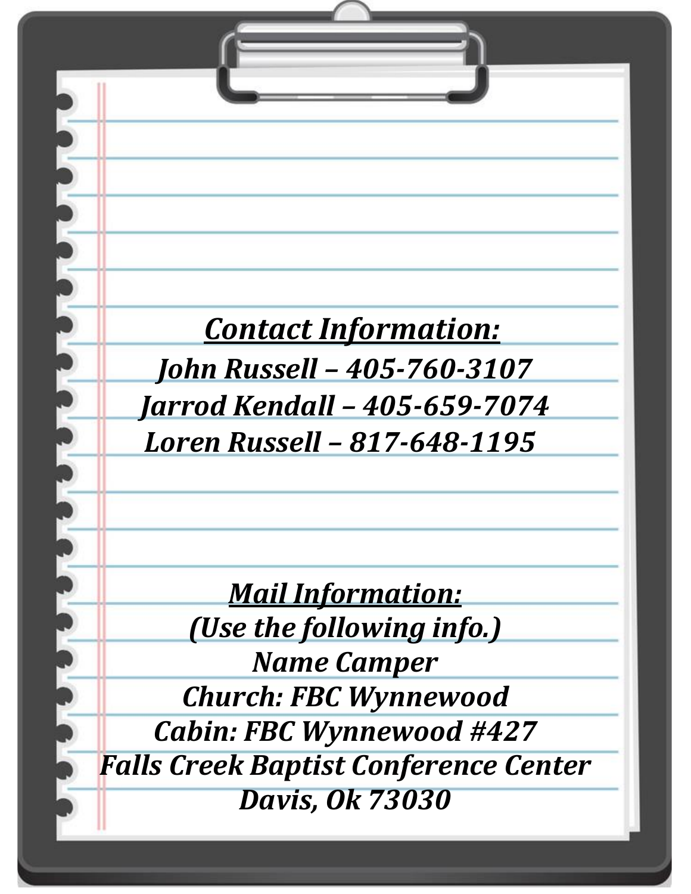***Contact Information:***

***John Russell – 405-760-3107***

***Jarrod Kendall – 405-659-7074***

***Loren Russell – 817-648-1195***

***Mail Information:***

***(Use the following info.)***

***Name Camper***

***Church: FBC Wynnewood***

***Cabin: FBC Wynnewood #427***

***Falls Creek Baptist Conference Center***

***Davis, Ok 73030***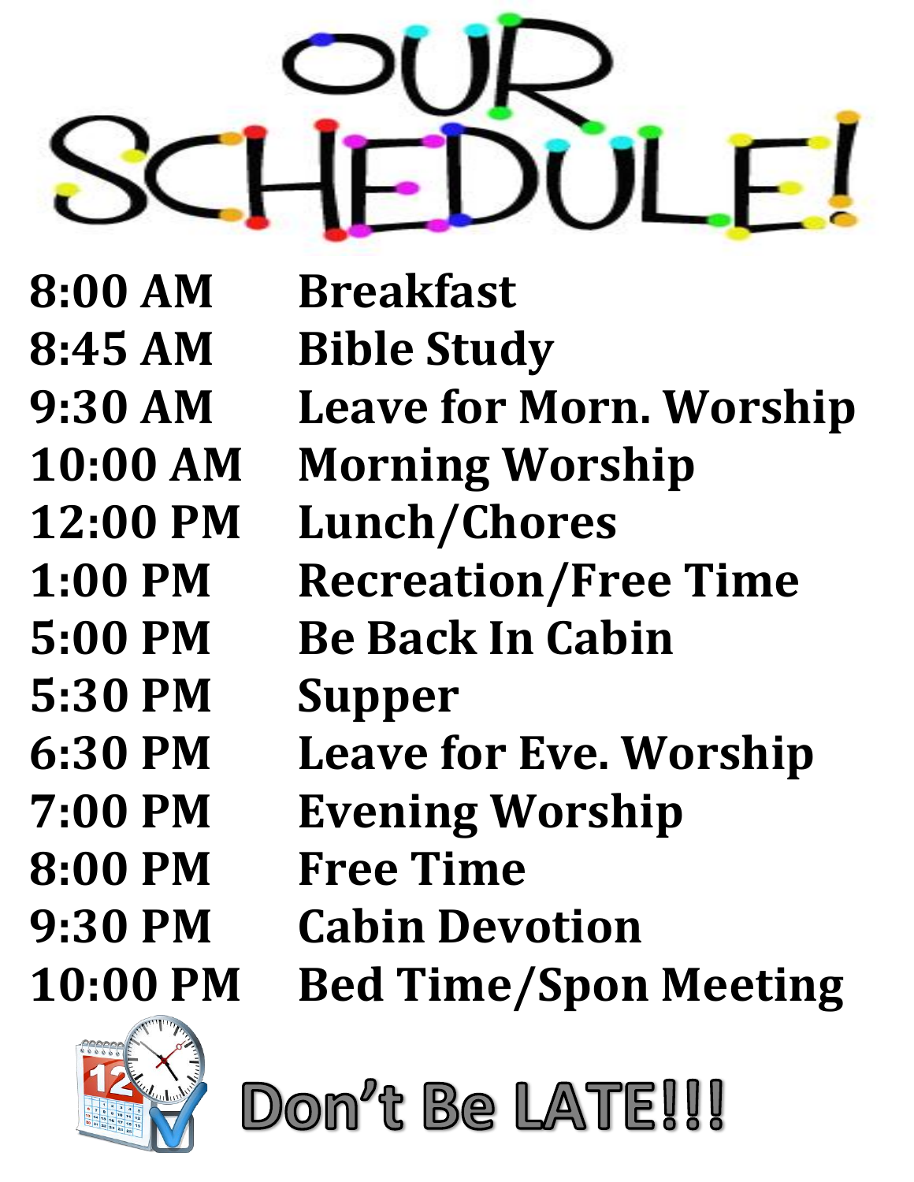# OUR SCHEDULE!

| | |
|---|---|
| **8:00 AM** | **Breakfast** |
| **8:45 AM** | **Bible Study** |
| **9:30 AM** | **Leave for Morn. Worship** |
| **10:00 AM** | **Morning Worship** |
| **12:00 PM** | **Lunch/Chores** |
| **1:00 PM** | **Recreation/Free Time** |
| **5:00 PM** | **Be Back In Cabin** |
| **5:30 PM** | **Supper** |
| **6:30 PM** | **Leave for Eve. Worship** |
| **7:00 PM** | **Evening Worship** |
| **8:00 PM** | **Free Time** |
| **9:30 PM** | **Cabin Devotion** |
| **10:00 PM** | **Bed Time/Spon Meeting** |

**Don't Be LATE!!!**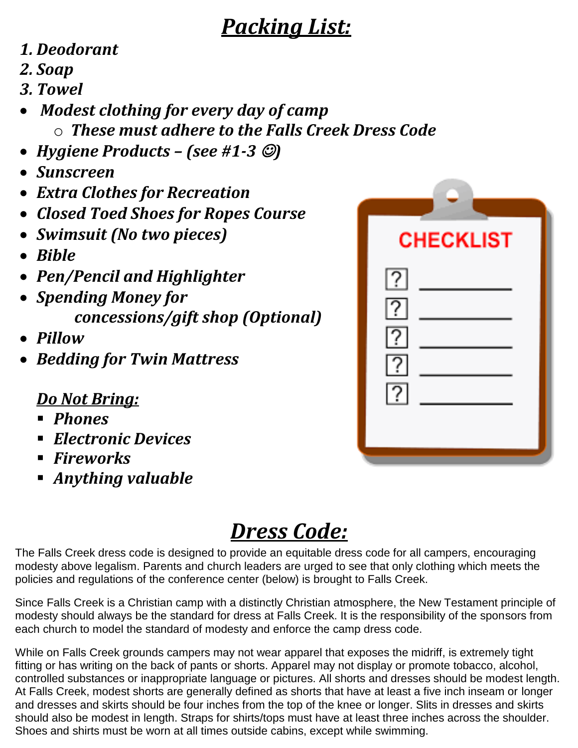# ***Packing List:***

1. ***Deodorant***
2. ***Soap***
3. ***Towel***

- ***Modest clothing for every day of camp***
  - ***These must adhere to the Falls Creek Dress Code***
- ***Hygiene Products – (see #1-3 ☺)***
- ***Sunscreen***
- ***Extra Clothes for Recreation***
- ***Closed Toed Shoes for Ropes Course***
- ***Swimsuit (No two pieces)***
- ***Bible***
- ***Pen/Pencil and Highlighter***
- ***Spending Money for concessions/gift shop (Optional)***
- ***Pillow***
- ***Bedding for Twin Mattress***

***Do Not Bring:***

- ***Phones***
- ***Electronic Devices***
- ***Fireworks***
- ***Anything valuable***

# ***Dress Code:***

The Falls Creek dress code is designed to provide an equitable dress code for all campers, encouraging modesty above legalism. Parents and church leaders are urged to see that only clothing which meets the policies and regulations of the conference center (below) is brought to Falls Creek.

Since Falls Creek is a Christian camp with a distinctly Christian atmosphere, the New Testament principle of modesty should always be the standard for dress at Falls Creek. It is the responsibility of the sponsors from each church to model the standard of modesty and enforce the camp dress code.

While on Falls Creek grounds campers may not wear apparel that exposes the midriff, is extremely tight fitting or has writing on the back of pants or shorts. Apparel may not display or promote tobacco, alcohol, controlled substances or inappropriate language or pictures. All shorts and dresses should be modest length. At Falls Creek, modest shorts are generally defined as shorts that have at least a five inch inseam or longer and dresses and skirts should be four inches from the top of the knee or longer. Slits in dresses and skirts should also be modest in length. Straps for shirts/tops must have at least three inches across the shoulder. Shoes and shirts must be worn at all times outside cabins, except while swimming.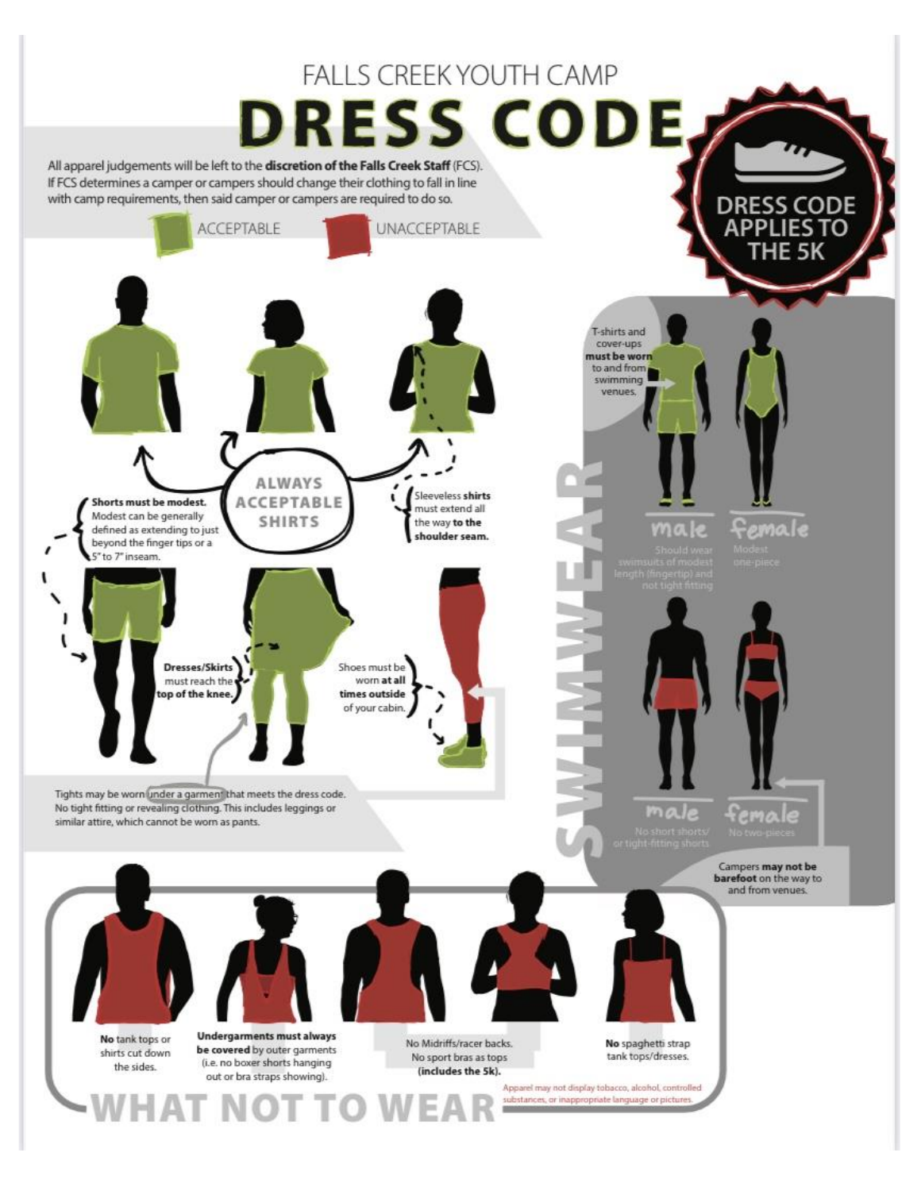FALLS CREEK YOUTH CAMP

# DRESS CODE

All apparel judgements will be left to the **discretion of the Falls Creek Staff** (FCS). If FCS determines a camper or campers should change their clothing to fall in line with camp requirements, then said camper or campers are required to do so.

ACCEPTABLE

UNACCEPTABLE

**DRESS CODE APPLIES TO THE 5K**

ALWAYS ACCEPTABLE SHIRTS

**Shorts must be modest.** Modest can be generally defined as extending to just beyond the finger tips or a 5" to 7" inseam.

Sleeveless **shirts** must extend all the way **to the shoulder seam.**

**Dresses/Skirts** must reach the **top of the knee.**

Shoes must be worn **at all times outside** of your cabin.

Tights may be worn under a garment that meets the dress code. No tight fitting or revealing clothing. This includes leggings or similar attire, which cannot be worn as pants.

## SWIMWEAR

T-shirts and cover-ups **must be worn** to and from swimming venues.

male – Should wear swimsuits of modest length (fingertip) and not tight fitting

female – Modest one-piece

male – No short shorts/ or tight-fitting shorts

female – No two-pieces

Campers **may not be barefoot** on the way to and from venues.

## WHAT NOT TO WEAR

**No** tank tops or shirts cut down the sides.

**Undergarments must always be covered** by outer garments (i.e. no boxer shorts hanging out or bra straps showing).

No Midriffs/racer backs. No sport bras as tops **(includes the 5k).**

**No** spaghetti strap tank tops/dresses.

Apparel may not display tobacco, alcohol, controlled substances, or inappropriate language or pictures.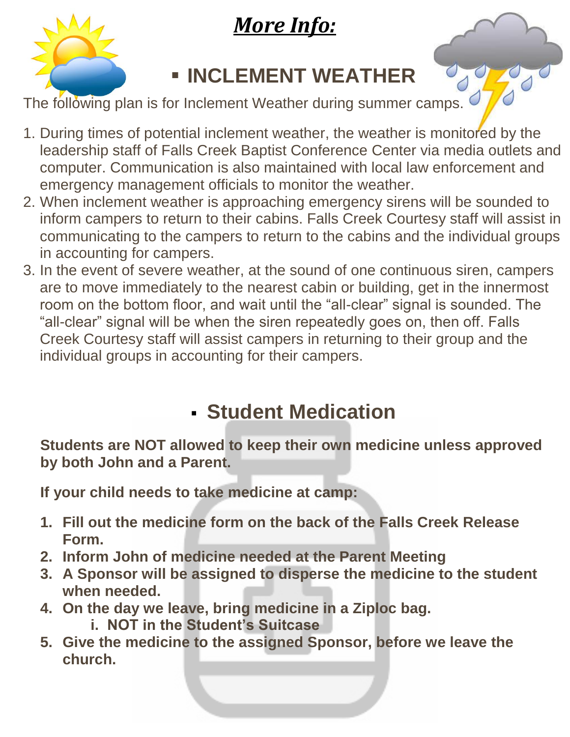# *More Info:*

## ▪ INCLEMENT WEATHER

The following plan is for Inclement Weather during summer camps.

1. During times of potential inclement weather, the weather is monitored by the leadership staff of Falls Creek Baptist Conference Center via media outlets and computer. Communication is also maintained with local law enforcement and emergency management officials to monitor the weather.
2. When inclement weather is approaching emergency sirens will be sounded to inform campers to return to their cabins. Falls Creek Courtesy staff will assist in communicating to the campers to return to the cabins and the individual groups in accounting for campers.
3. In the event of severe weather, at the sound of one continuous siren, campers are to move immediately to the nearest cabin or building, get in the innermost room on the bottom floor, and wait until the "all-clear" signal is sounded. The "all-clear" signal will be when the siren repeatedly goes on, then off. Falls Creek Courtesy staff will assist campers in returning to their group and the individual groups in accounting for their campers.

## ▪ Student Medication

**Students are NOT allowed to keep their own medicine unless approved by both John and a Parent.**

**If your child needs to take medicine at camp:**

1. **Fill out the medicine form on the back of the Falls Creek Release Form.**
2. **Inform John of medicine needed at the Parent Meeting**
3. **A Sponsor will be assigned to disperse the medicine to the student when needed.**
4. **On the day we leave, bring medicine in a Ziploc bag.**
   i. **NOT in the Student's Suitcase**
5. **Give the medicine to the assigned Sponsor, before we leave the church.**